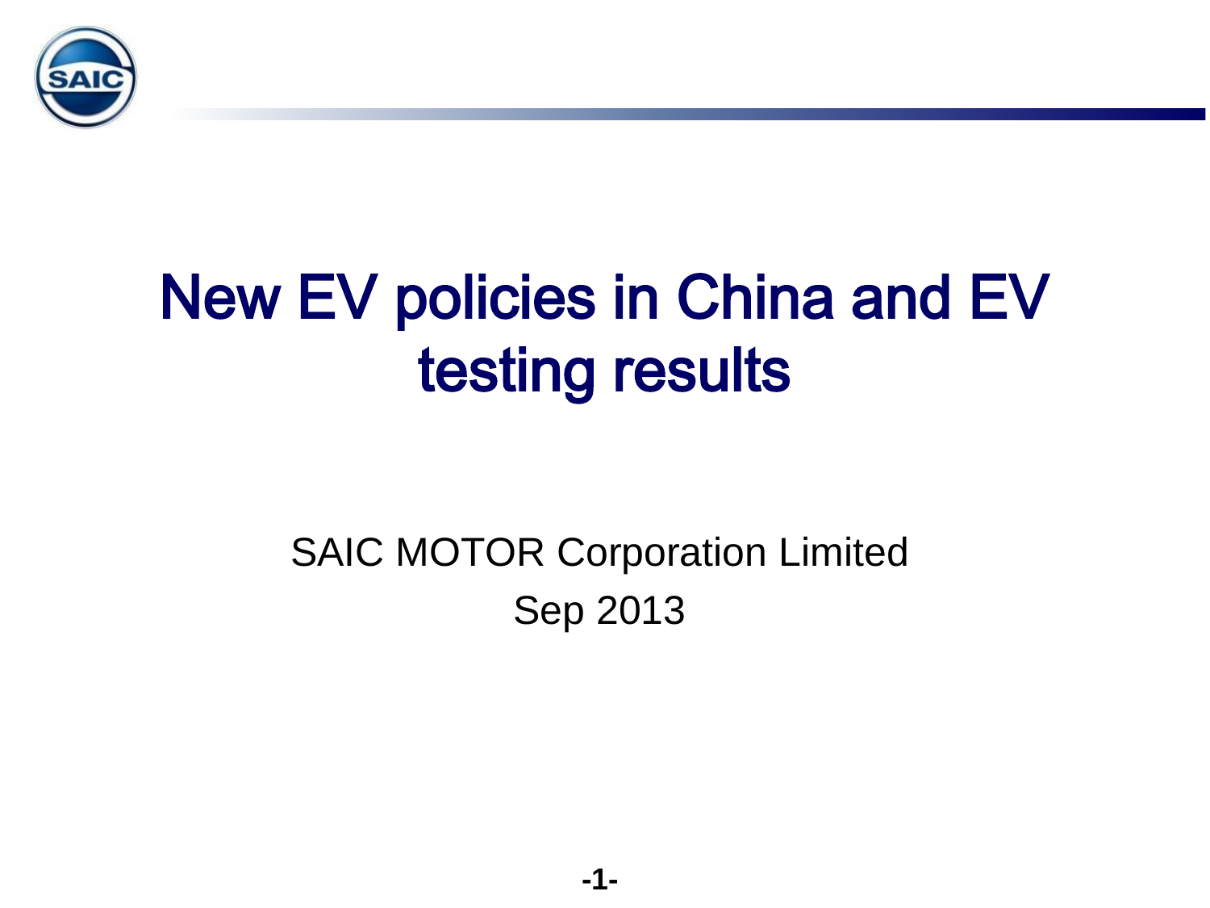# New EV policies in China and EV testing results

SAIC MOTOR Corporation Limited

Sep 2013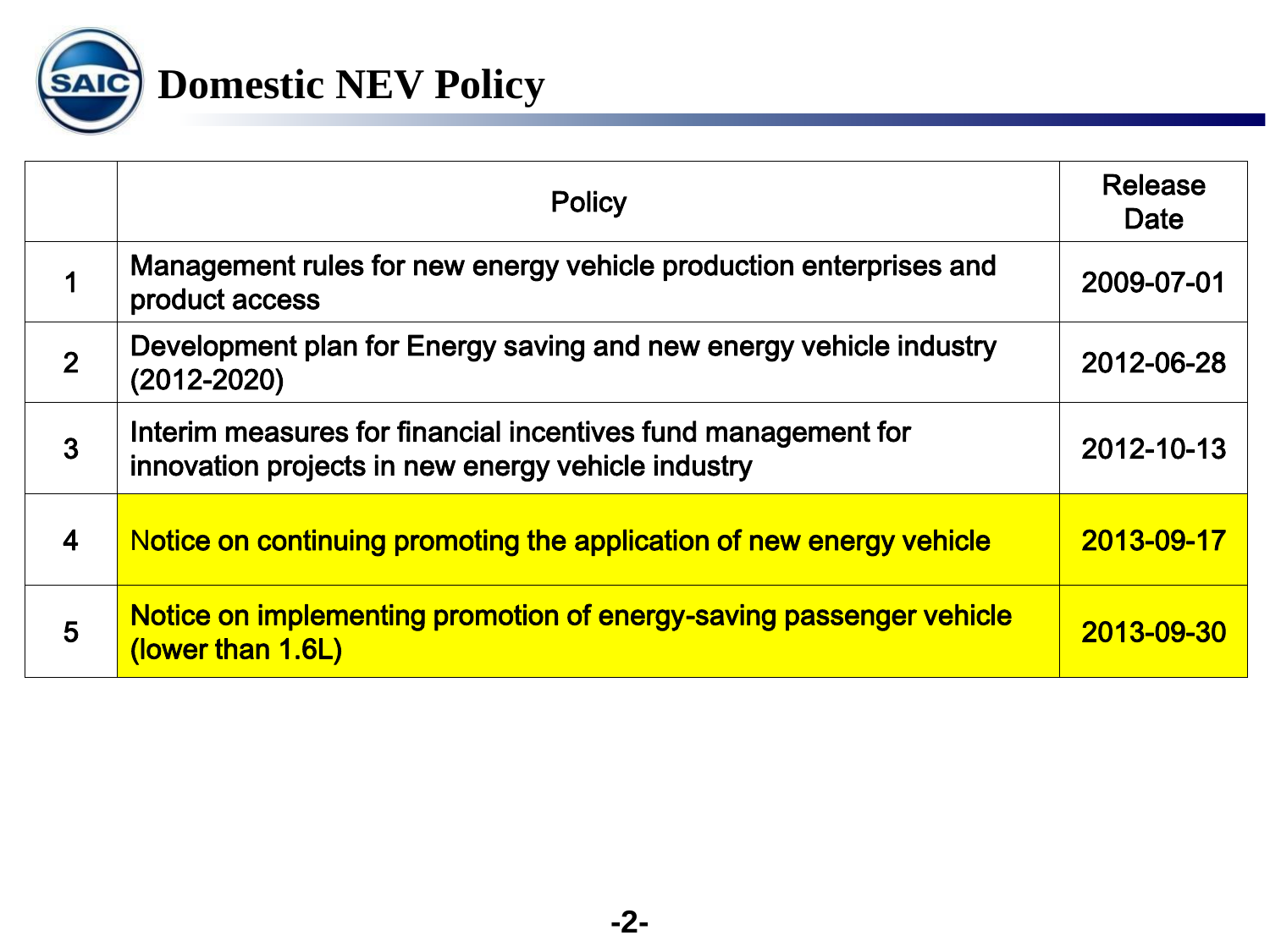# Domestic NEV Policy

| | Policy | Release Date |
|---|---|---|
| 1 | Management rules for new energy vehicle production enterprises and product access | 2009-07-01 |
| 2 | Development plan for Energy saving and new energy vehicle industry (2012-2020) | 2012-06-28 |
| 3 | Interim measures for financial incentives fund management for innovation projects in new energy vehicle industry | 2012-10-13 |
| 4 | Notice on continuing promoting the application of new energy vehicle | 2013-09-17 |
| 5 | Notice on implementing promotion of energy-saving passenger vehicle (lower than 1.6L) | 2013-09-30 |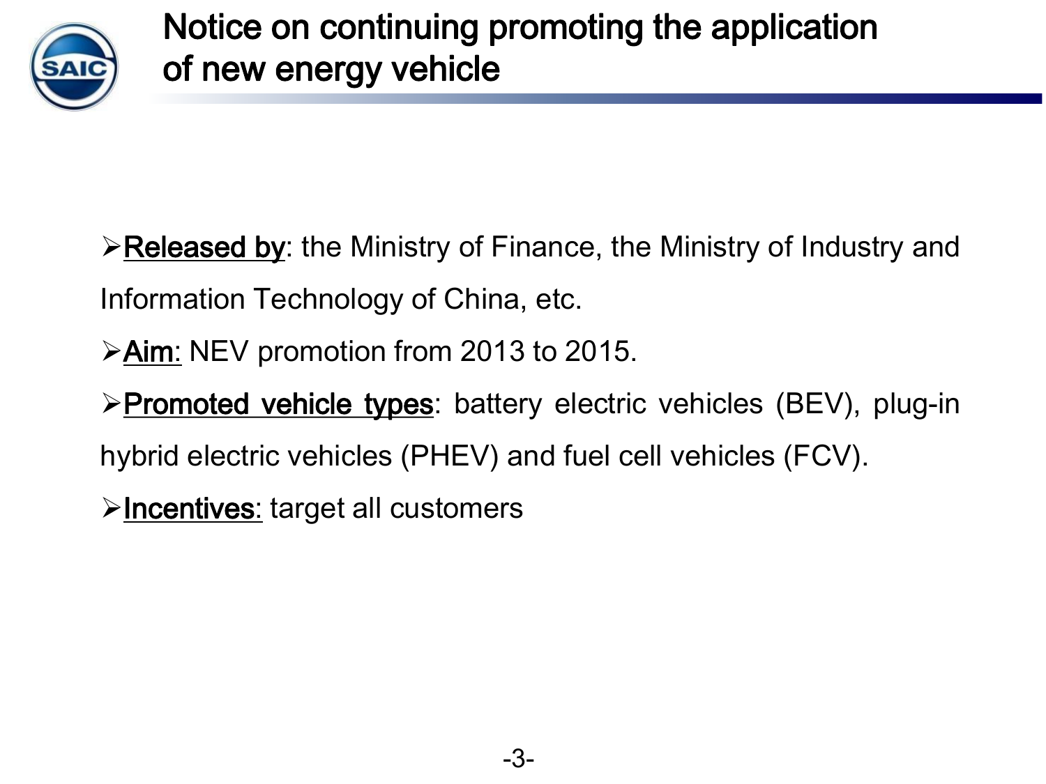# Notice on continuing promoting the application of new energy vehicle

- **Released by**: the Ministry of Finance, the Ministry of Industry and Information Technology of China, etc.
- **Aim**: NEV promotion from 2013 to 2015.
- **Promoted vehicle types**: battery electric vehicles (BEV), plug-in hybrid electric vehicles (PHEV) and fuel cell vehicles (FCV).
- **Incentives**: target all customers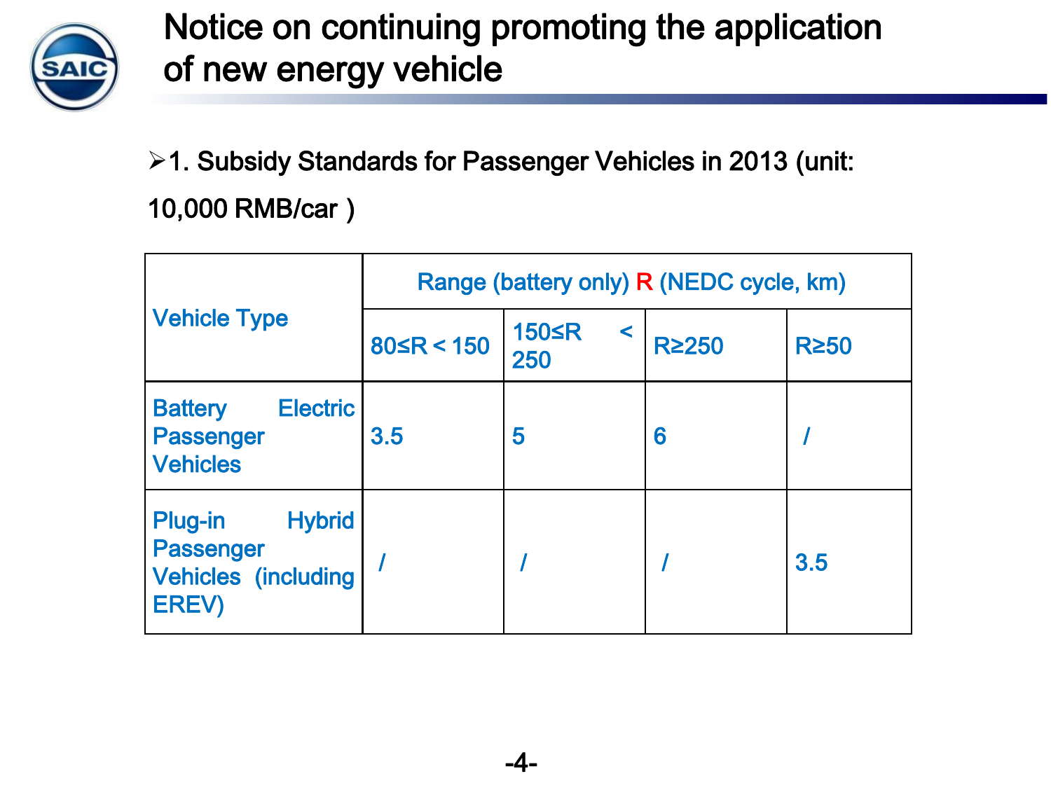# Notice on continuing promoting the application of new energy vehicle

- 1. Subsidy Standards for Passenger Vehicles in 2013 (unit: 10,000 RMB/car )

| Vehicle Type | Range (battery only) R (NEDC cycle, km) | | | |
|---|---|---|---|---|
| | 80≤R＜150 | 150≤R ＜ 250 | R≥250 | R≥50 |
| Battery Electric Passenger Vehicles | 3.5 | 5 | 6 | / |
| Plug-in Hybrid Passenger Vehicles (including EREV) | / | / | / | 3.5 |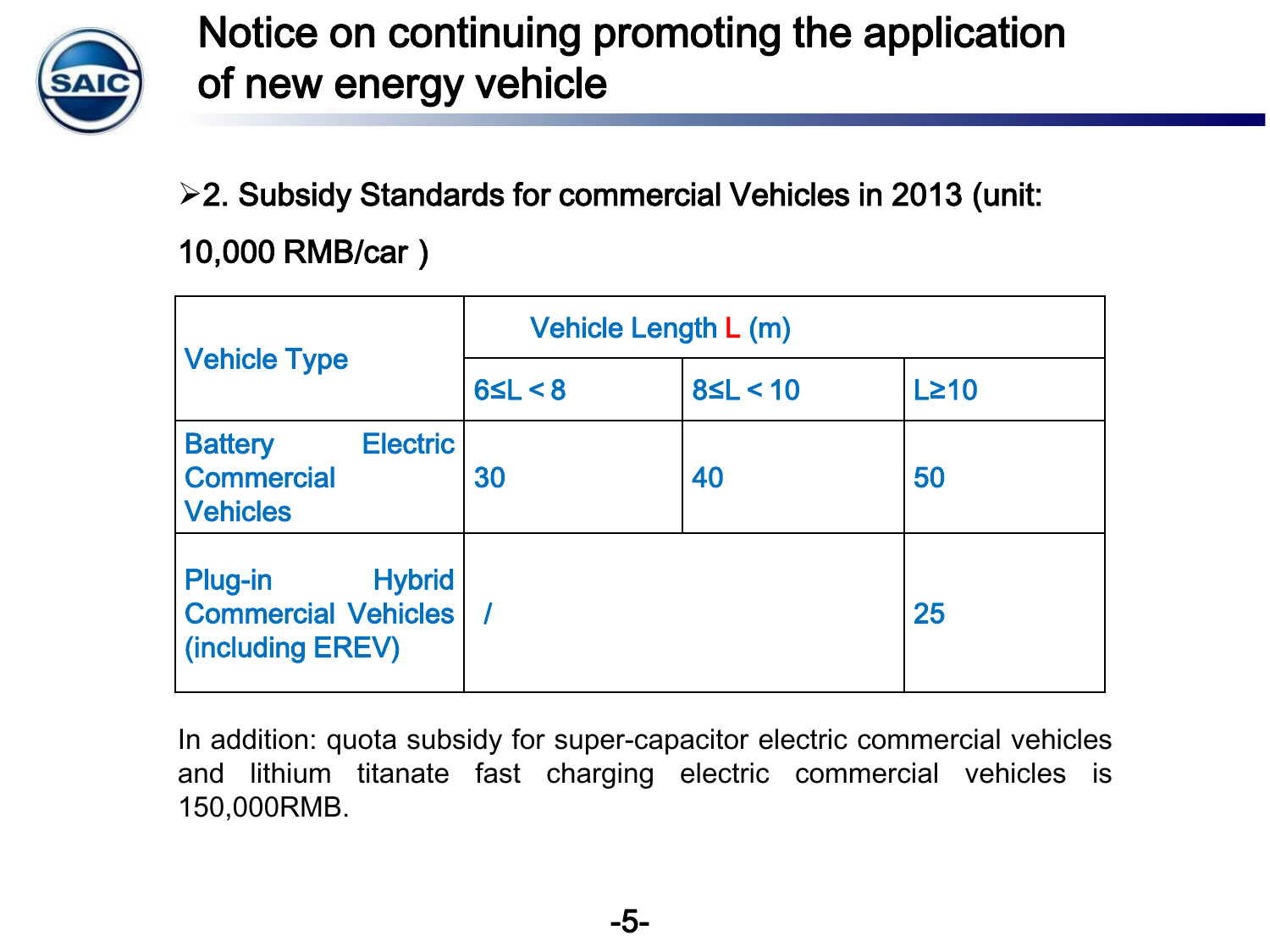# Notice on continuing promoting the application of new energy vehicle

➢2. Subsidy Standards for commercial Vehicles in 2013 (unit: 10,000 RMB/car )

| Vehicle Type | Vehicle Length L (m) | | |
|---|---|---|---|
| | 6≤L < 8 | 8≤L < 10 | L≥10 |
| Battery Electric Commercial Vehicles | 30 | 40 | 50 |
| Plug-in Hybrid Commercial Vehicles (including EREV) | / | | 25 |

In addition: quota subsidy for super-capacitor electric commercial vehicles and lithium titanate fast charging electric commercial vehicles is 150,000RMB.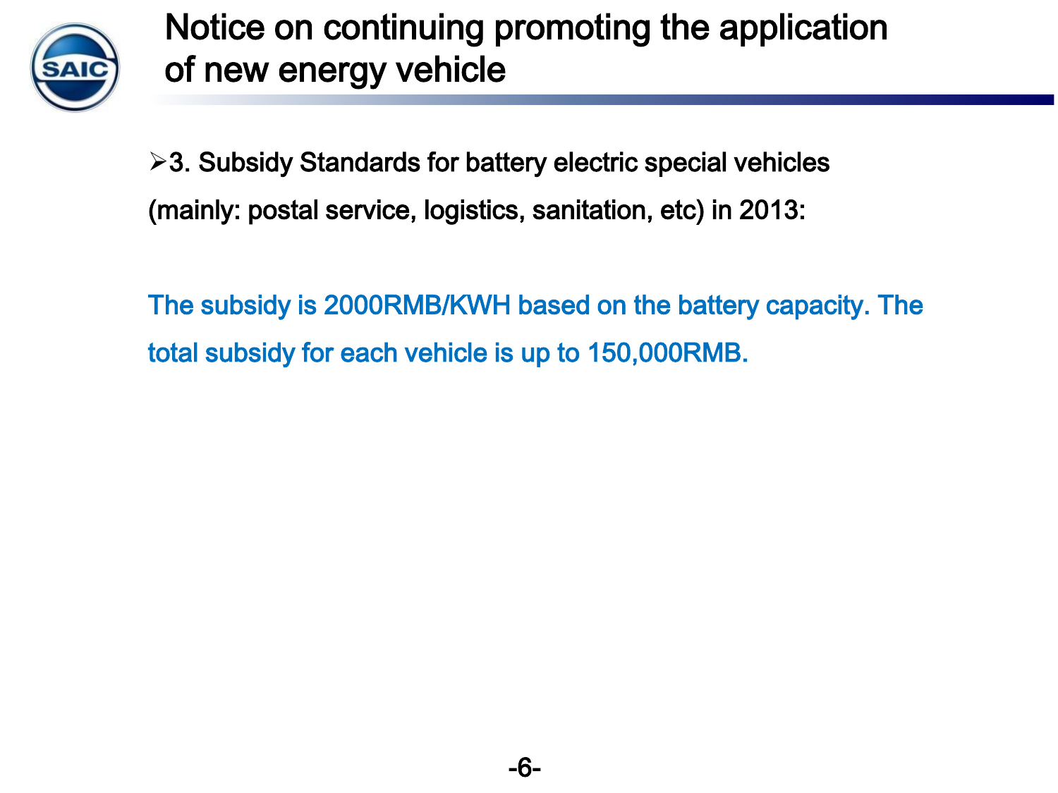# Notice on continuing promoting the application of new energy vehicle

- 3. Subsidy Standards for battery electric special vehicles (mainly: postal service, logistics, sanitation, etc) in 2013:

The subsidy is 2000RMB/KWH based on the battery capacity. The total subsidy for each vehicle is up to 150,000RMB.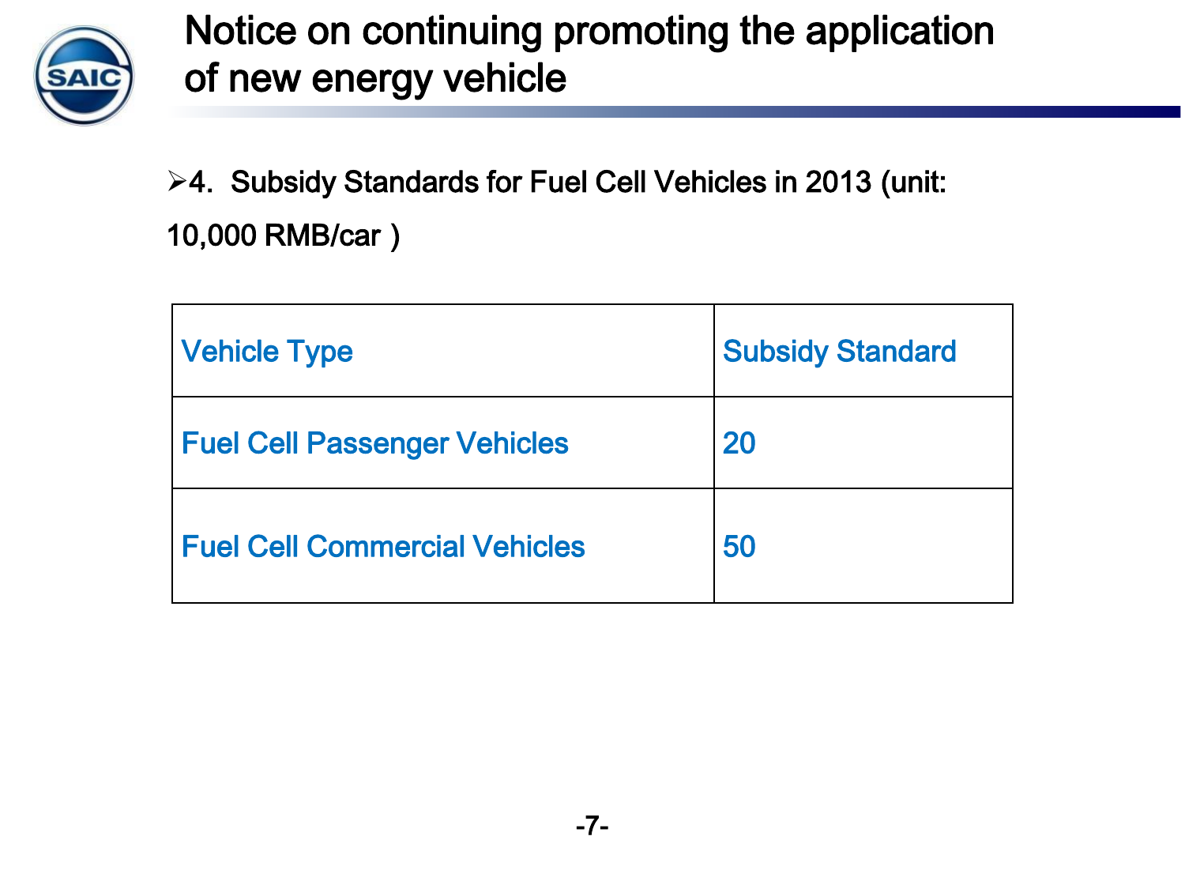# Notice on continuing promoting the application of new energy vehicle

- 4. Subsidy Standards for Fuel Cell Vehicles in 2013 (unit: 10,000 RMB/car )

| Vehicle Type | Subsidy Standard |
|---|---|
| Fuel Cell Passenger Vehicles | 20 |
| Fuel Cell Commercial Vehicles | 50 |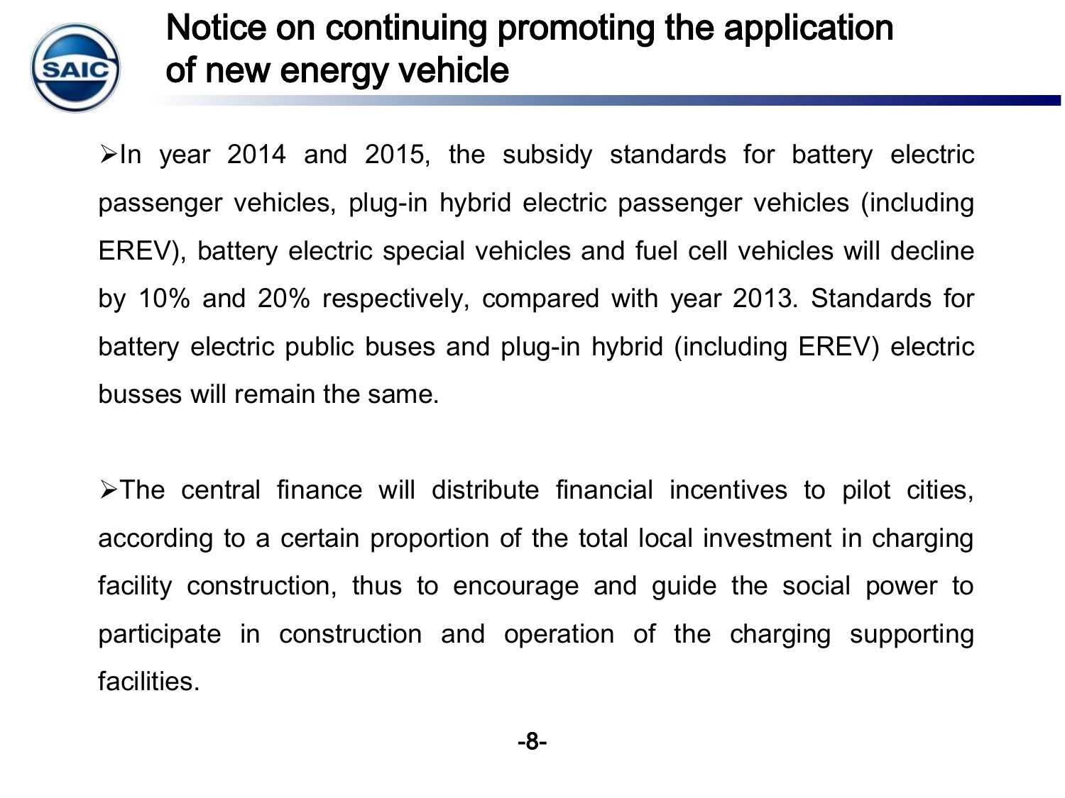# Notice on continuing promoting the application of new energy vehicle

- In year 2014 and 2015, the subsidy standards for battery electric passenger vehicles, plug-in hybrid electric passenger vehicles (including EREV), battery electric special vehicles and fuel cell vehicles will decline by 10% and 20% respectively, compared with year 2013. Standards for battery electric public buses and plug-in hybrid (including EREV) electric busses will remain the same.

- The central finance will distribute financial incentives to pilot cities, according to a certain proportion of the total local investment in charging facility construction, thus to encourage and guide the social power to participate in construction and operation of the charging supporting facilities.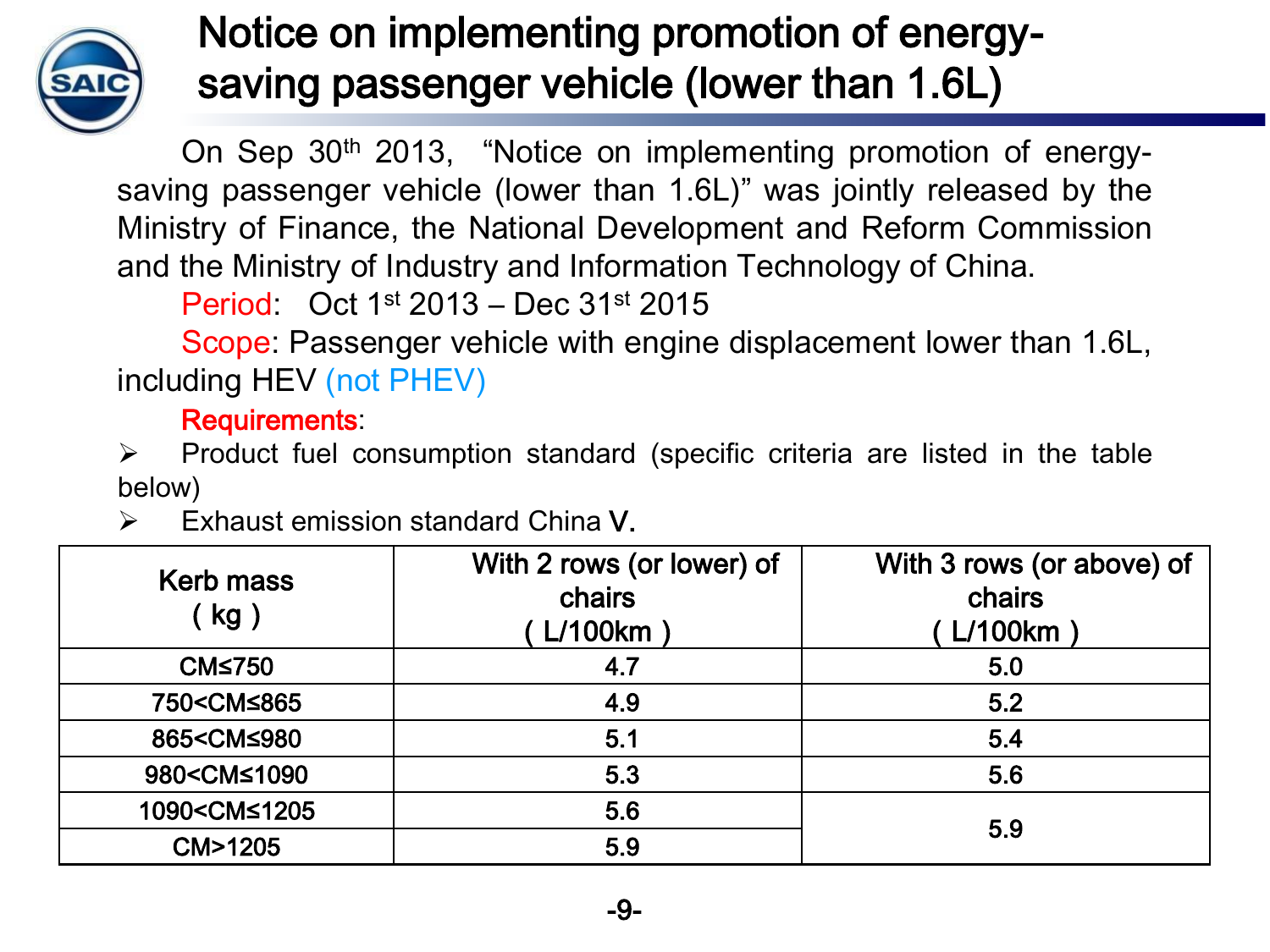# Notice on implementing promotion of energy-saving passenger vehicle (lower than 1.6L)

On Sep 30th 2013, "Notice on implementing promotion of energy-saving passenger vehicle (lower than 1.6L)" was jointly released by the Ministry of Finance, the National Development and Reform Commission and the Ministry of Industry and Information Technology of China.

Period: Oct 1st 2013 – Dec 31st 2015

Scope: Passenger vehicle with engine displacement lower than 1.6L, including HEV (not PHEV)

**Requirements**:

- Product fuel consumption standard (specific criteria are listed in the table below)
- Exhaust emission standard China V.

| Kerb mass ( kg ) | With 2 rows (or lower) of chairs ( L/100km ) | With 3 rows (or above) of chairs ( L/100km ) |
|---|---|---|
| CM≤750 | 4.7 | 5.0 |
| 750<CM≤865 | 4.9 | 5.2 |
| 865<CM≤980 | 5.1 | 5.4 |
| 980<CM≤1090 | 5.3 | 5.6 |
| 1090<CM≤1205 | 5.6 | 5.9 |
| CM>1205 | 5.9 | |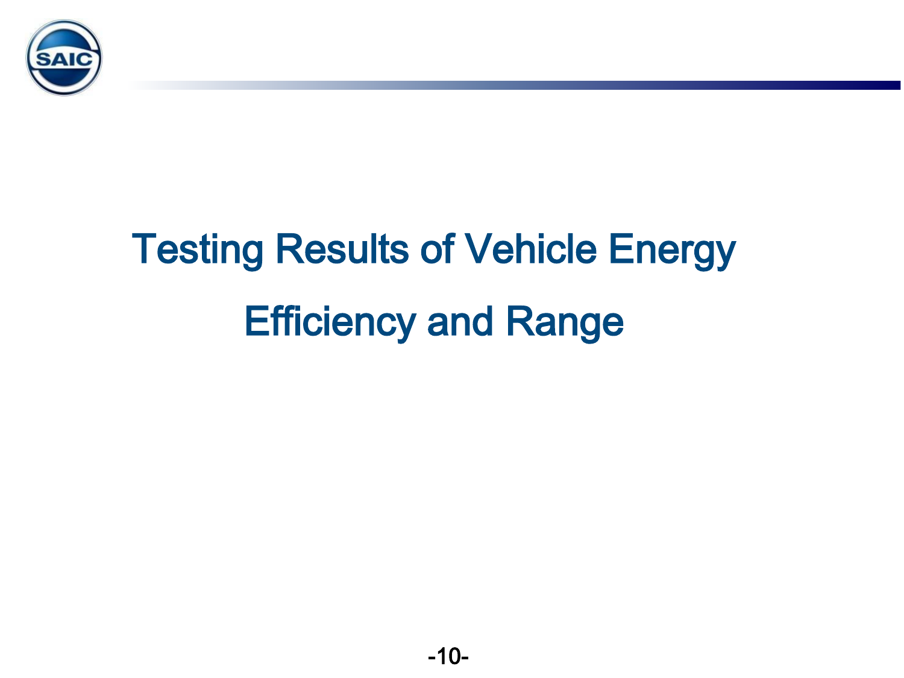# Testing Results of Vehicle Energy Efficiency and Range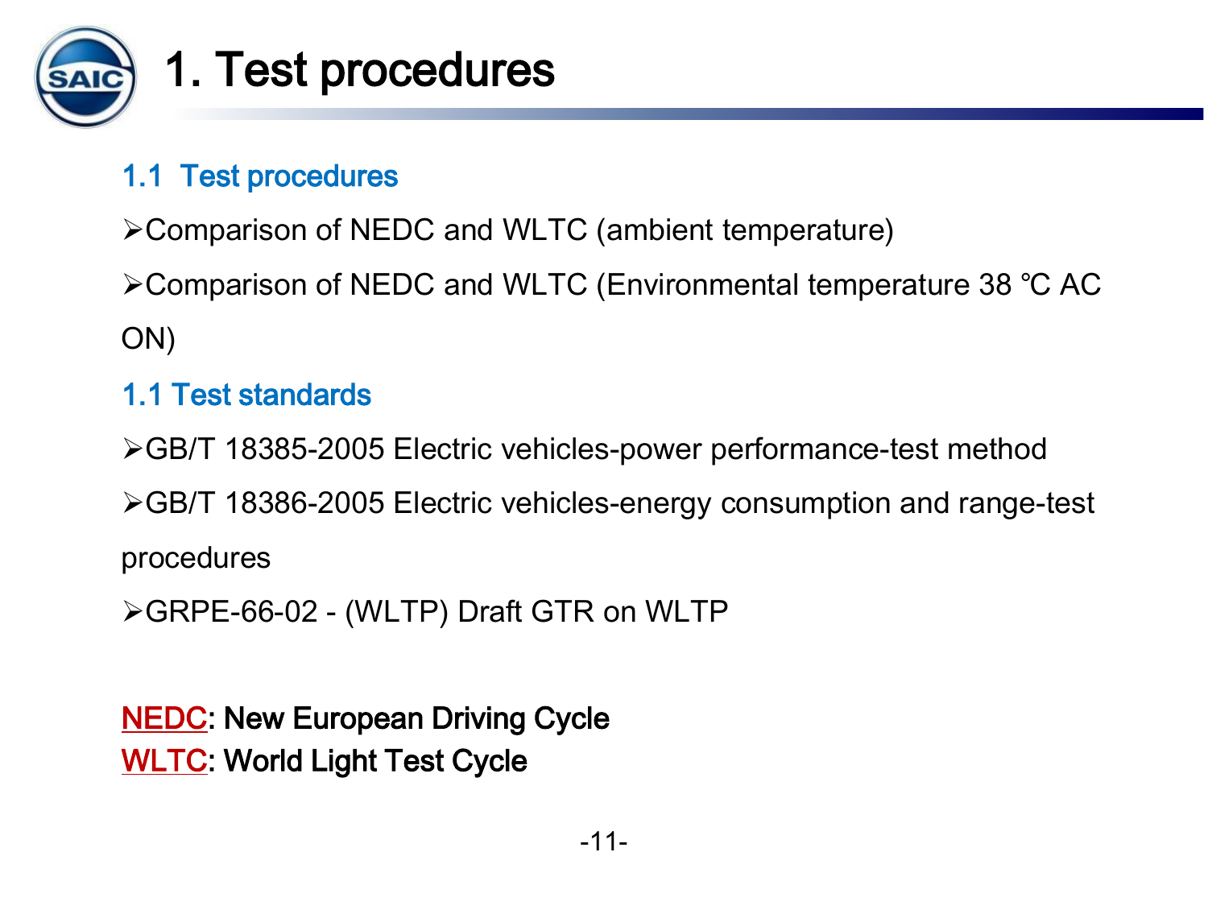# 1. Test procedures

## 1.1 Test procedures

- Comparison of NEDC and WLTC (ambient temperature)
- Comparison of NEDC and WLTC (Environmental temperature 38 ℃ AC ON)

## 1.1 Test standards

- GB/T 18385-2005 Electric vehicles-power performance-test method
- GB/T 18386-2005 Electric vehicles-energy consumption and range-test procedures
- GRPE-66-02 - (WLTP) Draft GTR on WLTP

**NEDC: New European Driving Cycle**
**WLTC: World Light Test Cycle**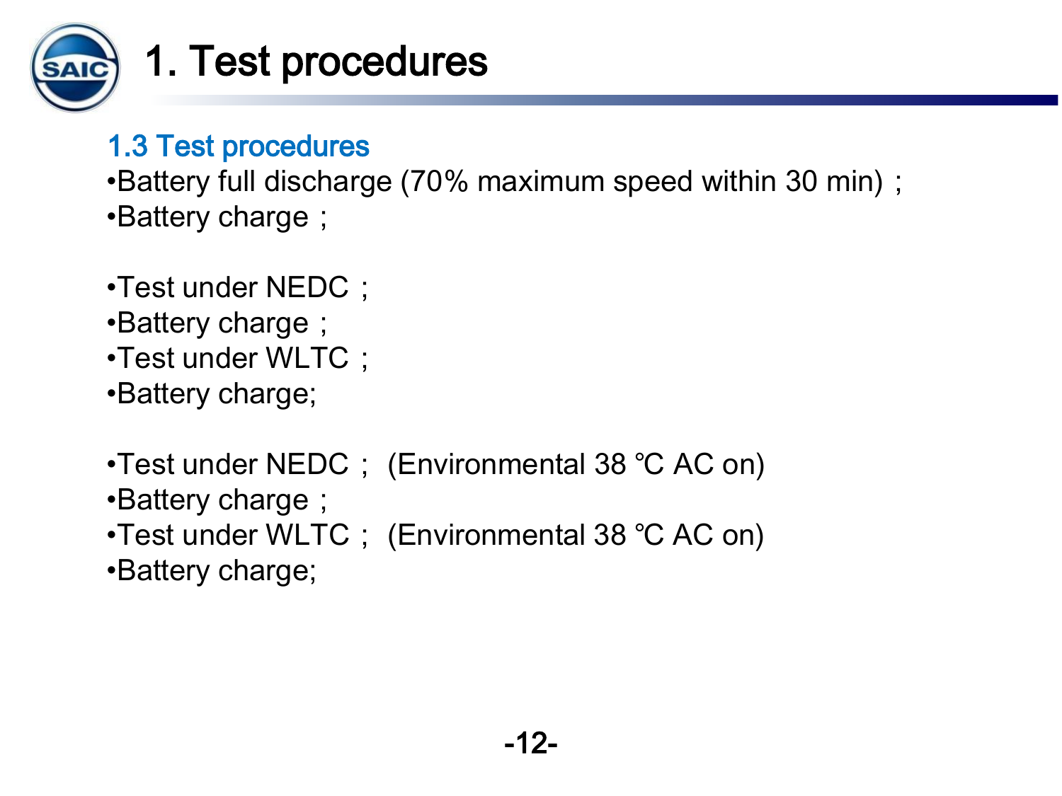# 1. Test procedures

## 1.3 Test procedures

- Battery full discharge (70% maximum speed within 30 min) ;
- Battery charge ;

- Test under NEDC ;
- Battery charge ;
- Test under WLTC ;
- Battery charge;

- Test under NEDC ; (Environmental 38 ℃ AC on)
- Battery charge ;
- Test under WLTC ; (Environmental 38 ℃ AC on)
- Battery charge;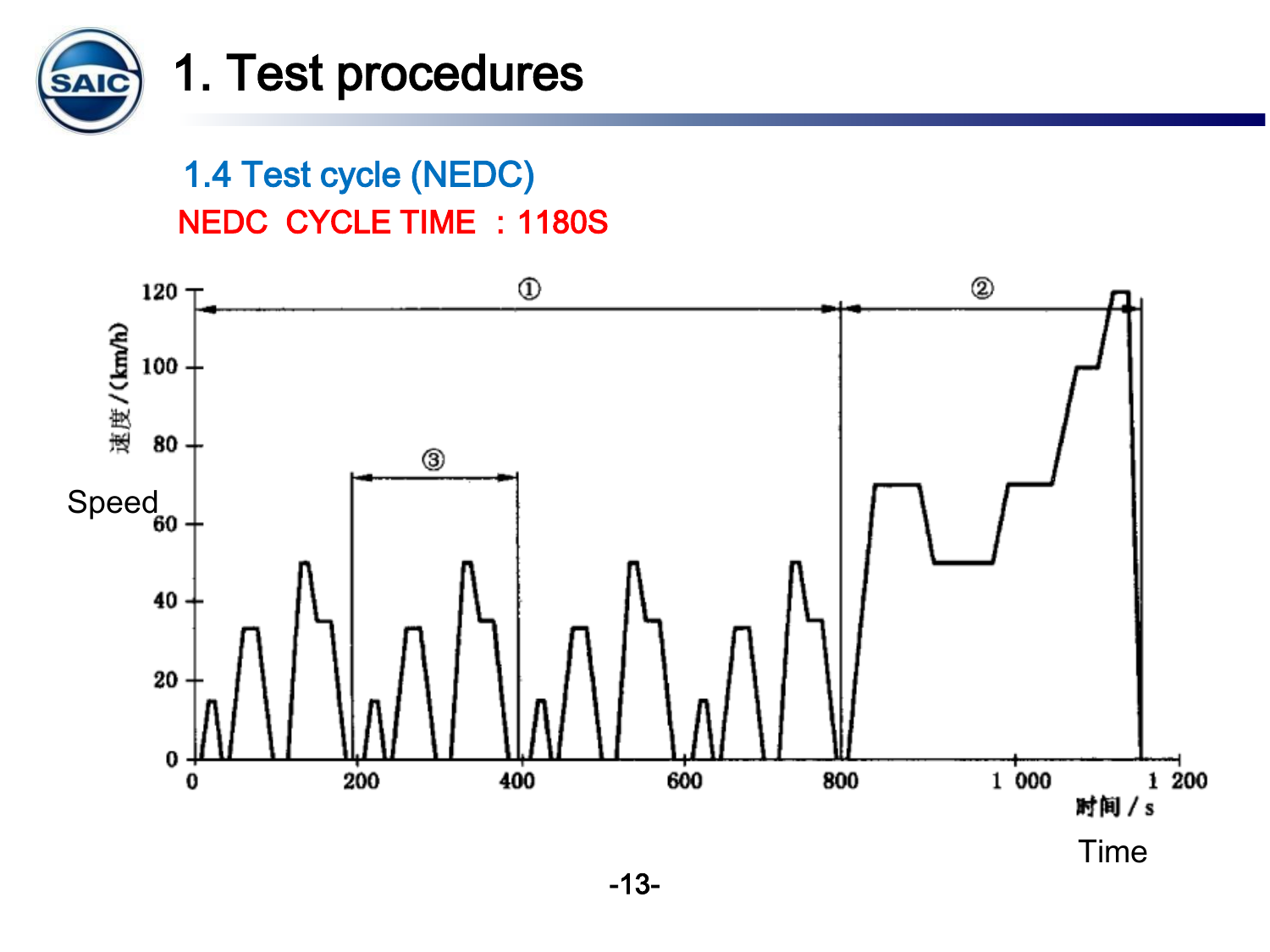# 1. Test procedures

## 1.4 Test cycle (NEDC)

**NEDC CYCLE TIME ：1180S**

速度/(km/h)

Speed

时间/s

Time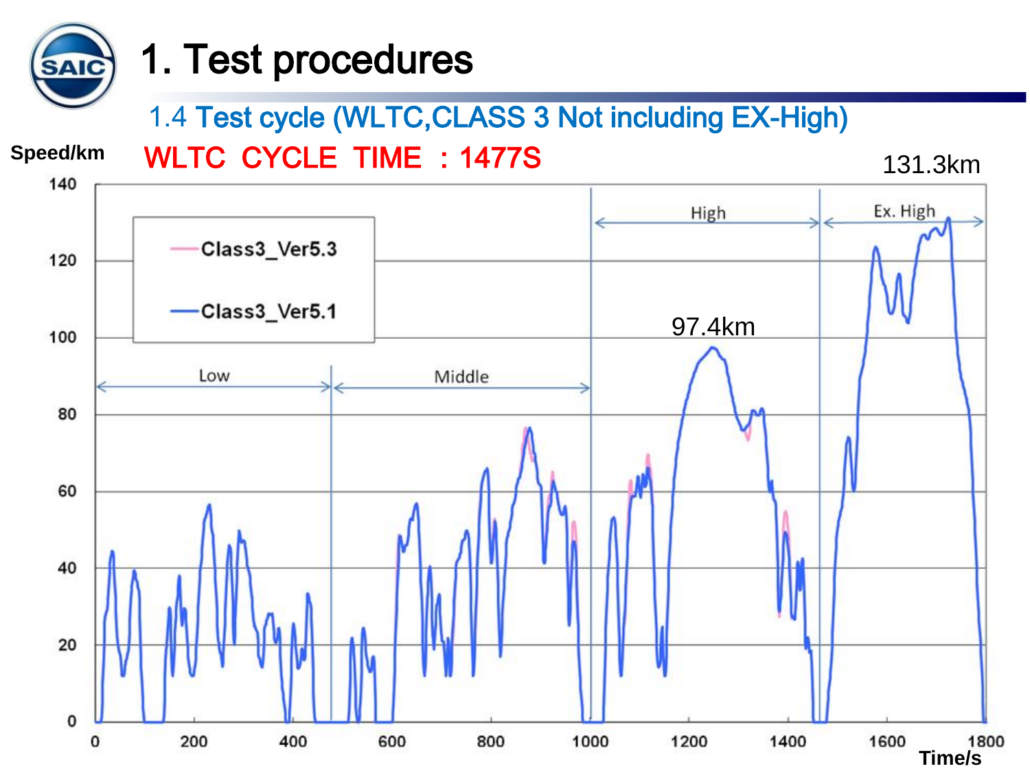# 1. Test procedures

## 1.4 Test cycle (WLTC,CLASS 3 Not including EX-High)

WLTC CYCLE TIME : 1477S

Speed/km

131.3km

97.4km

Class3_Ver5.3

Class3_Ver5.1

Low

Middle

High

Ex. High

Time/s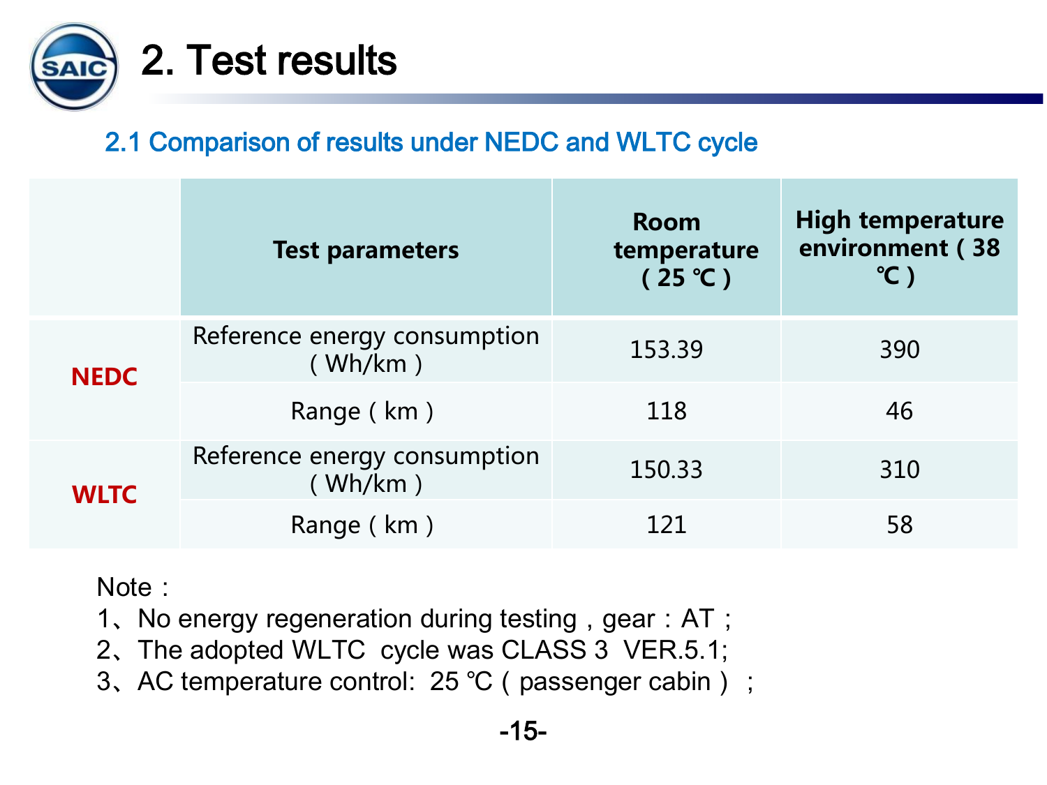# 2. Test results

## 2.1 Comparison of results under NEDC and WLTC cycle

| | Test parameters | Room temperature ( 25 ℃ ) | High temperature environment ( 38 ℃ ) |
|---|---|---|---|
| **NEDC** | Reference energy consumption ( Wh/km ) | 153.39 | 390 |
| | Range ( km ) | 118 | 46 |
| **WLTC** | Reference energy consumption ( Wh/km ) | 150.33 | 310 |
| | Range ( km ) | 121 | 58 |

Note：

1、No energy regeneration during testing，gear：AT；

2、The adopted WLTC cycle was CLASS 3 VER.5.1;

3、AC temperature control: 25 ℃（passenger cabin）；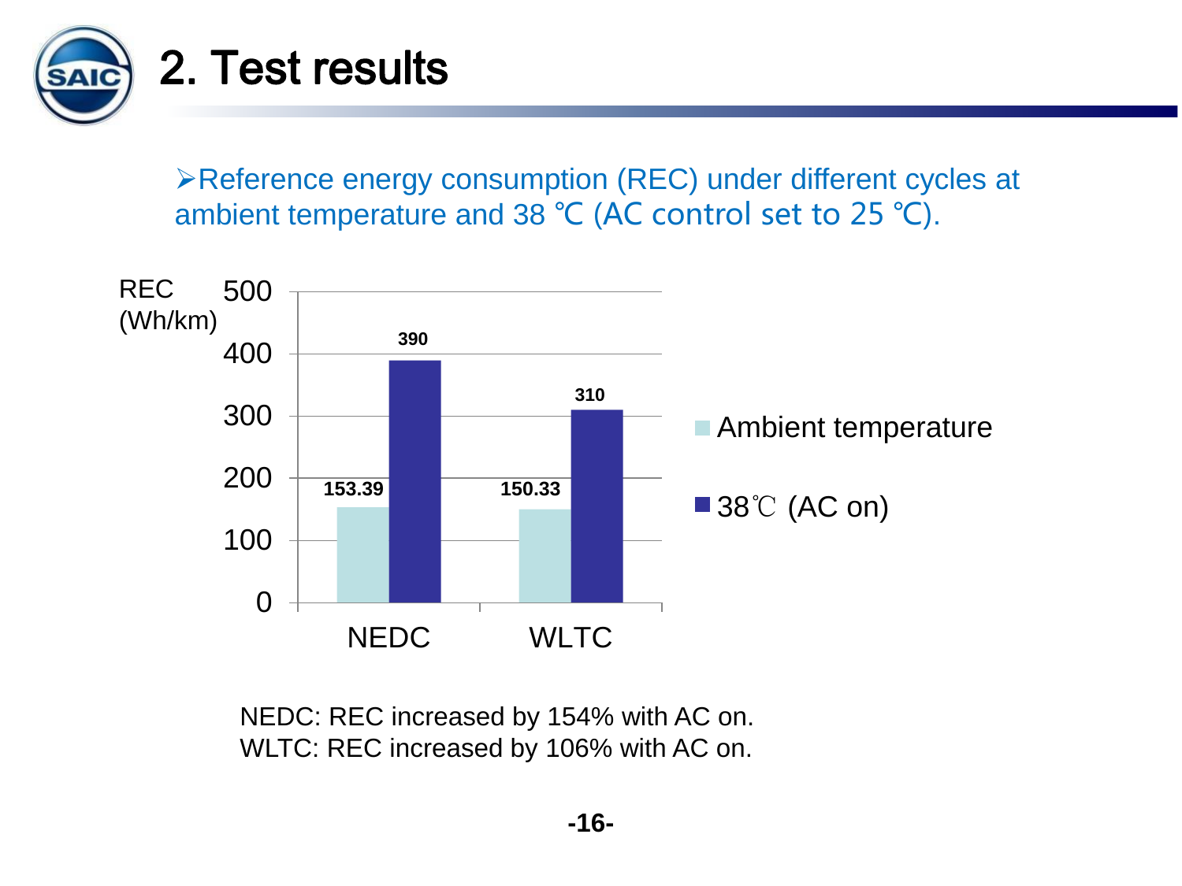## 2. Test results

➢Reference energy consumption (REC) under different cycles at ambient temperature and 38 ℃ (AC control set to 25 ℃).

| REC (Wh/km) | Ambient temperature | 38℃ (AC on) |
|---|---|---|
| NEDC | 153.39 | 390 |
| WLTC | 150.33 | 310 |

NEDC: REC increased by 154% with AC on.
WLTC: REC increased by 106% with AC on.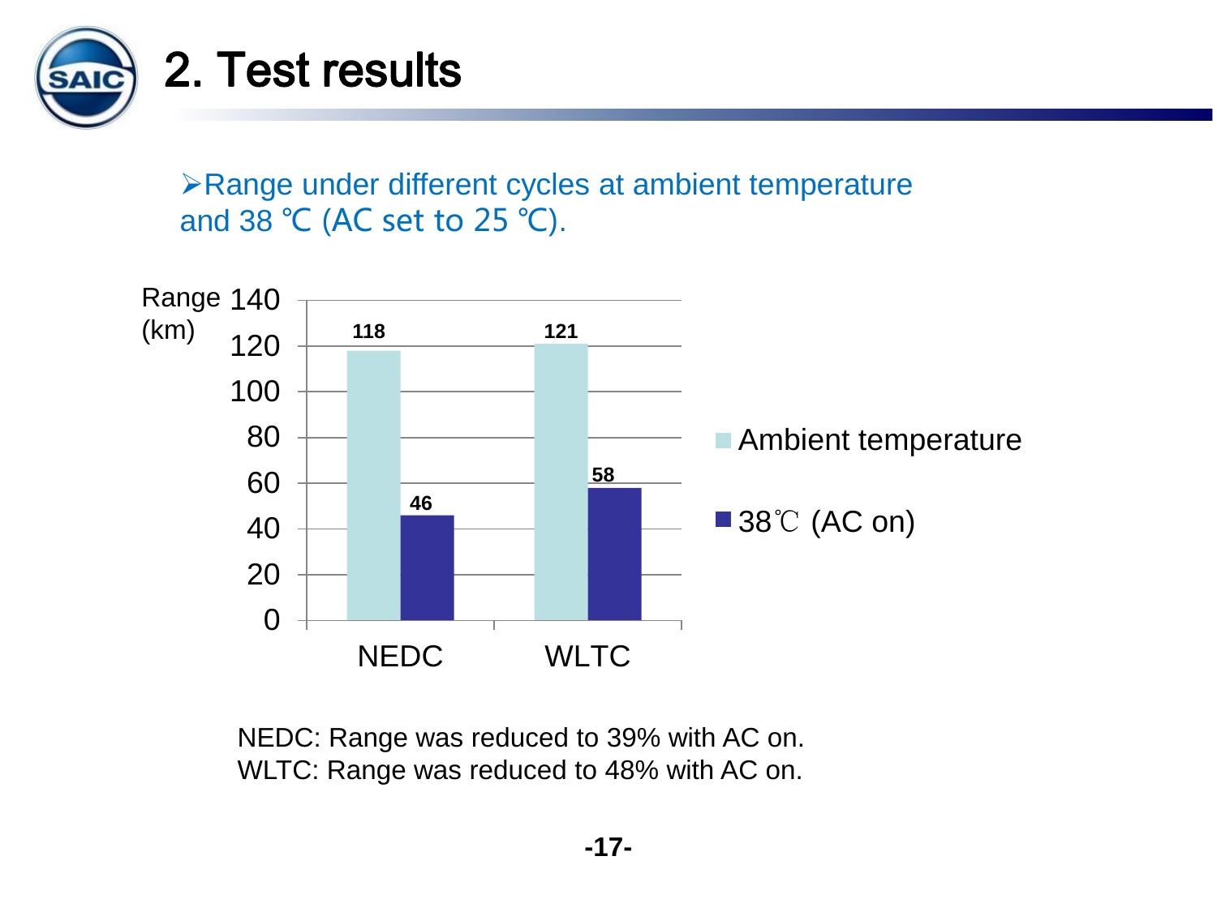## 2. Test results

- Range under different cycles at ambient temperature and 38 ℃ (AC set to 25 ℃).

| Range (km) | Ambient temperature | 38℃ (AC on) |
| --- | --- | --- |
| NEDC | 118 | 46 |
| WLTC | 121 | 58 |

NEDC: Range was reduced to 39% with AC on.
WLTC: Range was reduced to 48% with AC on.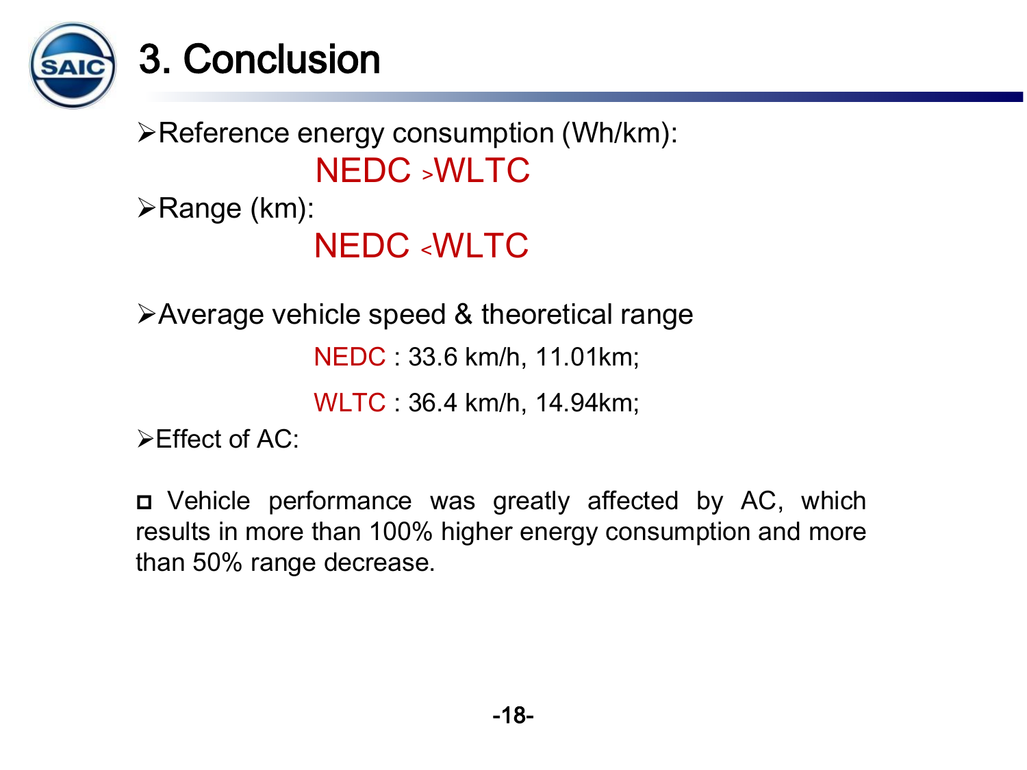# 3. Conclusion

- Reference energy consumption (Wh/km):

  NEDC > WLTC

- Range (km):

  NEDC < WLTC

- Average vehicle speed & theoretical range

  NEDC : 33.6 km/h, 11.01km;

  WLTC : 36.4 km/h, 14.94km;

- Effect of AC:

  - Vehicle performance was greatly affected by AC, which results in more than 100% higher energy consumption and more than 50% range decrease.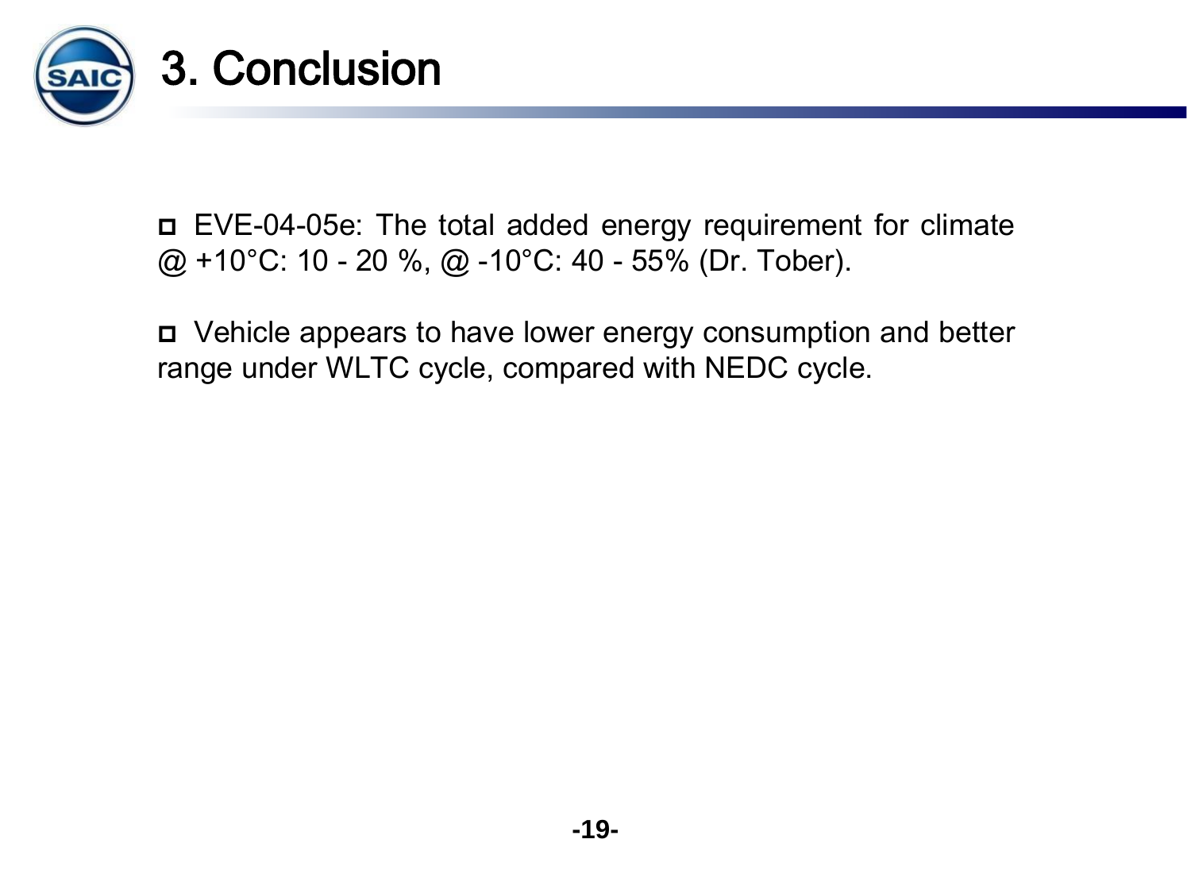# 3. Conclusion

- EVE-04-05e: The total added energy requirement for climate @ +10°C: 10 - 20 %, @ -10°C: 40 - 55% (Dr. Tober).

- Vehicle appears to have lower energy consumption and better range under WLTC cycle, compared with NEDC cycle.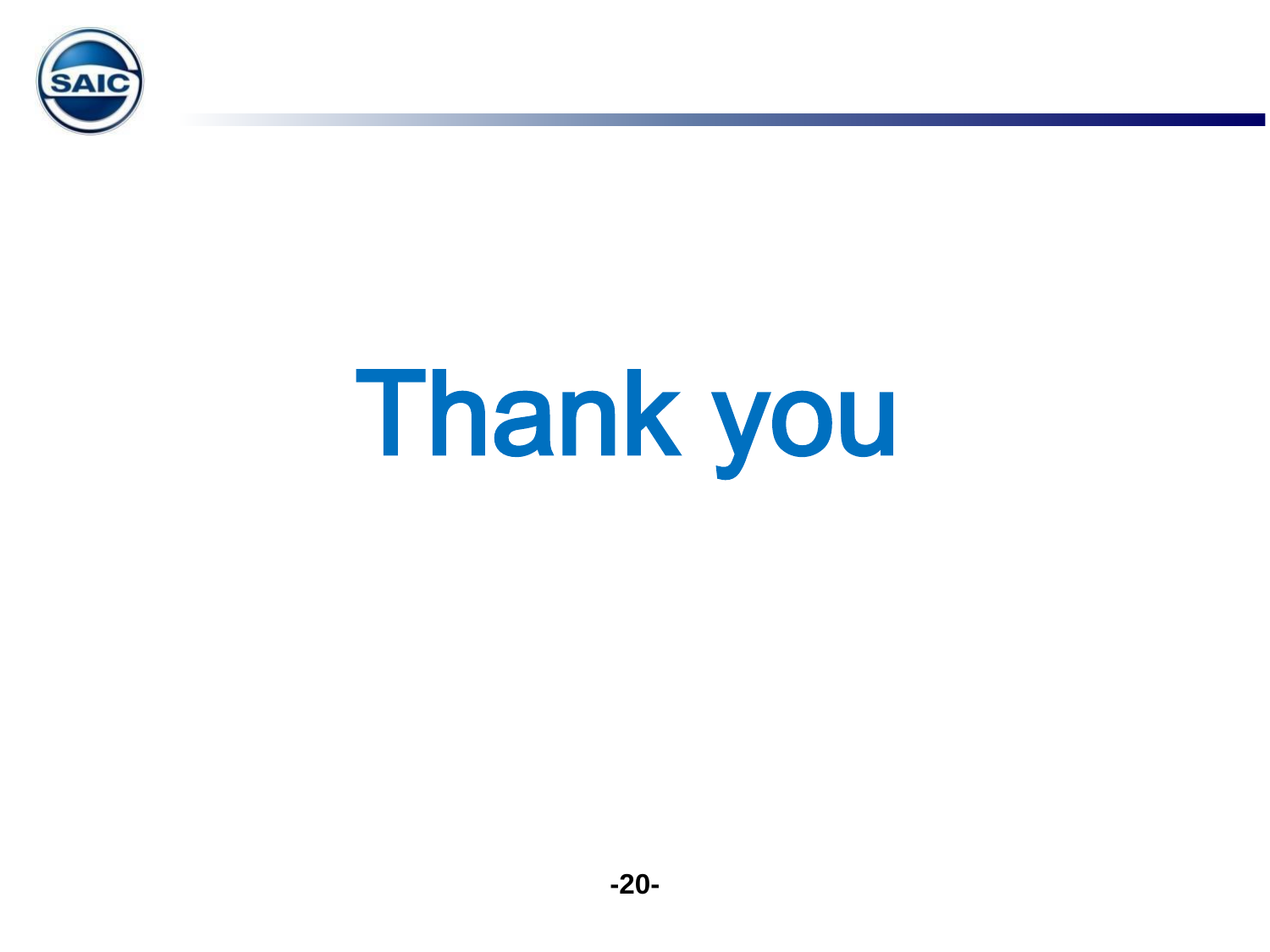# Thank you